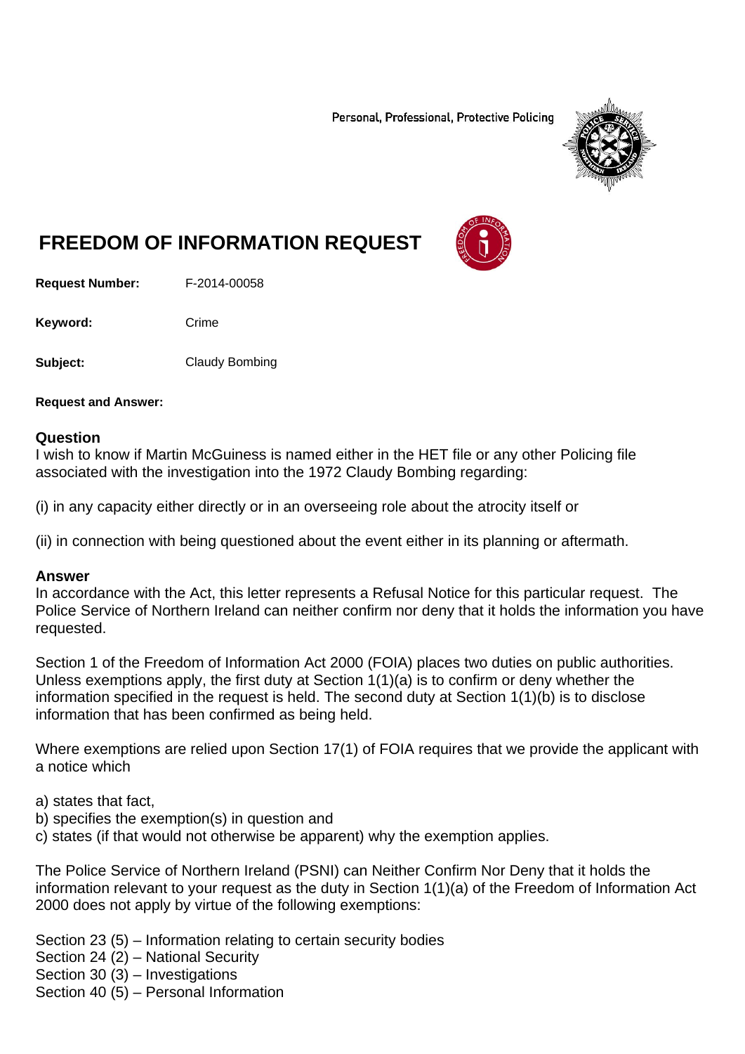Personal, Professional, Protective Policing

# FREEDOM OF INFORMATION REQUEST

**Request Number:** F-2014-00058

**Keyword:** Crime

**Subject:** Claudy Bombing

**Request and Answer:**

## Question

I wish to know if Martin McGuiness is named either in the HET file or any other Policing file associated with the investigation into the 1972 Claudy Bombing regarding:

(i) in any capacity either directly or in an overseeing role about the atrocity itself or

(ii) in connection with being questioned about the event either in its planning or aftermath.

## Answer

In accordance with the Act, this letter represents a Refusal Notice for this particular request. The Police Service of Northern Ireland can neither confirm nor deny that it holds the information you have requested.

Section 1 of the Freedom of Information Act 2000 (FOIA) places two duties on public authorities. Unless exemptions apply, the first duty at Section 1(1)(a) is to confirm or deny whether the information specified in the request is held. The second duty at Section 1(1)(b) is to disclose information that has been confirmed as being held.

Where exemptions are relied upon Section 17(1) of FOIA requires that we provide the applicant with a notice which

a) states that fact,
b) specifies the exemption(s) in question and
c) states (if that would not otherwise be apparent) why the exemption applies.

The Police Service of Northern Ireland (PSNI) can Neither Confirm Nor Deny that it holds the information relevant to your request as the duty in Section 1(1)(a) of the Freedom of Information Act 2000 does not apply by virtue of the following exemptions:

Section 23 (5) – Information relating to certain security bodies
Section 24 (2) – National Security
Section 30 (3) – Investigations
Section 40 (5) – Personal Information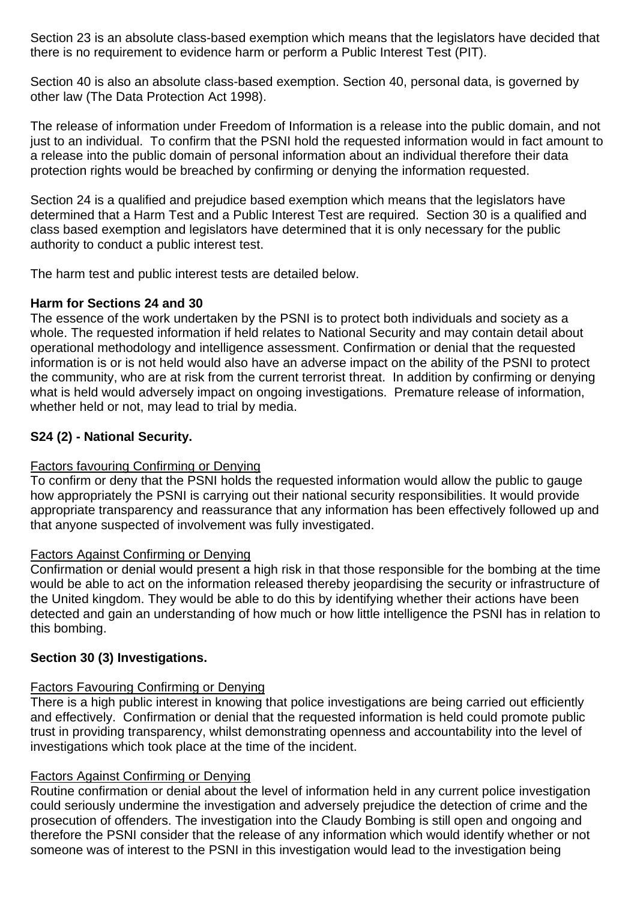Section 23 is an absolute class-based exemption which means that the legislators have decided that there is no requirement to evidence harm or perform a Public Interest Test (PIT).

Section 40 is also an absolute class-based exemption. Section 40, personal data, is governed by other law (The Data Protection Act 1998).

The release of information under Freedom of Information is a release into the public domain, and not just to an individual. To confirm that the PSNI hold the requested information would in fact amount to a release into the public domain of personal information about an individual therefore their data protection rights would be breached by confirming or denying the information requested.

Section 24 is a qualified and prejudice based exemption which means that the legislators have determined that a Harm Test and a Public Interest Test are required. Section 30 is a qualified and class based exemption and legislators have determined that it is only necessary for the public authority to conduct a public interest test.

The harm test and public interest tests are detailed below.

**Harm for Sections 24 and 30**
The essence of the work undertaken by the PSNI is to protect both individuals and society as a whole. The requested information if held relates to National Security and may contain detail about operational methodology and intelligence assessment. Confirmation or denial that the requested information is or is not held would also have an adverse impact on the ability of the PSNI to protect the community, who are at risk from the current terrorist threat. In addition by confirming or denying what is held would adversely impact on ongoing investigations. Premature release of information, whether held or not, may lead to trial by media.

**S24 (2) - National Security.**

Factors favouring Confirming or Denying
To confirm or deny that the PSNI holds the requested information would allow the public to gauge how appropriately the PSNI is carrying out their national security responsibilities. It would provide appropriate transparency and reassurance that any information has been effectively followed up and that anyone suspected of involvement was fully investigated.

Factors Against Confirming or Denying
Confirmation or denial would present a high risk in that those responsible for the bombing at the time would be able to act on the information released thereby jeopardising the security or infrastructure of the United kingdom. They would be able to do this by identifying whether their actions have been detected and gain an understanding of how much or how little intelligence the PSNI has in relation to this bombing.

**Section 30 (3) Investigations.**

Factors Favouring Confirming or Denying
There is a high public interest in knowing that police investigations are being carried out efficiently and effectively. Confirmation or denial that the requested information is held could promote public trust in providing transparency, whilst demonstrating openness and accountability into the level of investigations which took place at the time of the incident.

Factors Against Confirming or Denying
Routine confirmation or denial about the level of information held in any current police investigation could seriously undermine the investigation and adversely prejudice the detection of crime and the prosecution of offenders. The investigation into the Claudy Bombing is still open and ongoing and therefore the PSNI consider that the release of any information which would identify whether or not someone was of interest to the PSNI in this investigation would lead to the investigation being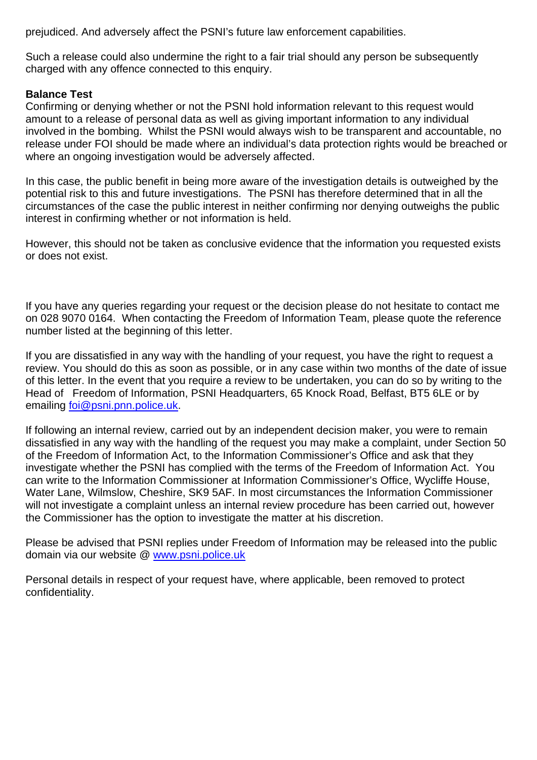prejudiced. And adversely affect the PSNI's future law enforcement capabilities.

Such a release could also undermine the right to a fair trial should any person be subsequently charged with any offence connected to this enquiry.

**Balance Test**

Confirming or denying whether or not the PSNI hold information relevant to this request would amount to a release of personal data as well as giving important information to any individual involved in the bombing. Whilst the PSNI would always wish to be transparent and accountable, no release under FOI should be made where an individual's data protection rights would be breached or where an ongoing investigation would be adversely affected.

In this case, the public benefit in being more aware of the investigation details is outweighed by the potential risk to this and future investigations. The PSNI has therefore determined that in all the circumstances of the case the public interest in neither confirming nor denying outweighs the public interest in confirming whether or not information is held.

However, this should not be taken as conclusive evidence that the information you requested exists or does not exist.

If you have any queries regarding your request or the decision please do not hesitate to contact me on 028 9070 0164. When contacting the Freedom of Information Team, please quote the reference number listed at the beginning of this letter.

If you are dissatisfied in any way with the handling of your request, you have the right to request a review. You should do this as soon as possible, or in any case within two months of the date of issue of this letter. In the event that you require a review to be undertaken, you can do so by writing to the Head of Freedom of Information, PSNI Headquarters, 65 Knock Road, Belfast, BT5 6LE or by emailing foi@psni.pnn.police.uk.

If following an internal review, carried out by an independent decision maker, you were to remain dissatisfied in any way with the handling of the request you may make a complaint, under Section 50 of the Freedom of Information Act, to the Information Commissioner's Office and ask that they investigate whether the PSNI has complied with the terms of the Freedom of Information Act. You can write to the Information Commissioner at Information Commissioner's Office, Wycliffe House, Water Lane, Wilmslow, Cheshire, SK9 5AF. In most circumstances the Information Commissioner will not investigate a complaint unless an internal review procedure has been carried out, however the Commissioner has the option to investigate the matter at his discretion.

Please be advised that PSNI replies under Freedom of Information may be released into the public domain via our website @ www.psni.police.uk

Personal details in respect of your request have, where applicable, been removed to protect confidentiality.